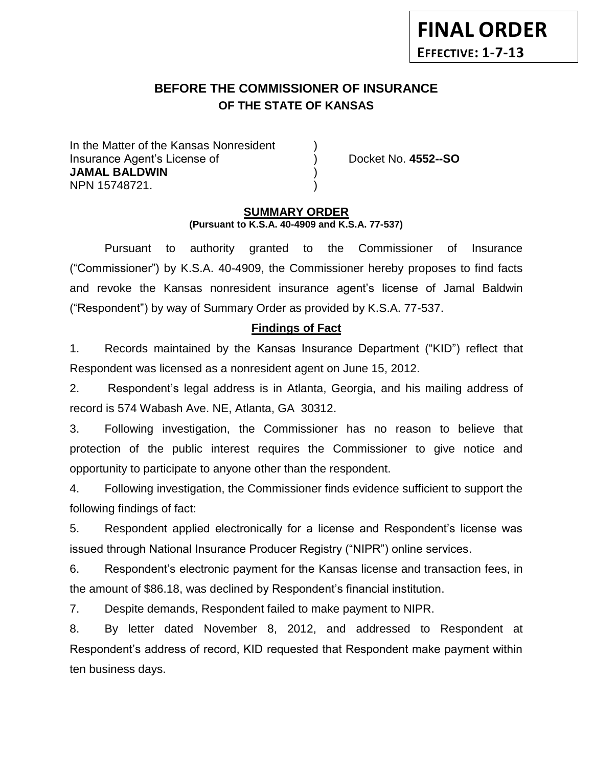**FINAL ORDER**
**EFFECTIVE: 1-7-13**

## BEFORE THE COMMISSIONER OF INSURANCE
## OF THE STATE OF KANSAS

In the Matter of the Kansas Nonresident )
Insurance Agent's License of ) Docket No. **4552--SO**
**JAMAL BALDWIN** )
NPN 15748721. )

### SUMMARY ORDER
**(Pursuant to K.S.A. 40-4909 and K.S.A. 77-537)**

Pursuant to authority granted to the Commissioner of Insurance ("Commissioner") by K.S.A. 40-4909, the Commissioner hereby proposes to find facts and revoke the Kansas nonresident insurance agent's license of Jamal Baldwin ("Respondent") by way of Summary Order as provided by K.S.A. 77-537.

### Findings of Fact

1. Records maintained by the Kansas Insurance Department ("KID") reflect that Respondent was licensed as a nonresident agent on June 15, 2012.

2. Respondent's legal address is in Atlanta, Georgia, and his mailing address of record is 574 Wabash Ave. NE, Atlanta, GA 30312.

3. Following investigation, the Commissioner has no reason to believe that protection of the public interest requires the Commissioner to give notice and opportunity to participate to anyone other than the respondent.

4. Following investigation, the Commissioner finds evidence sufficient to support the following findings of fact:

5. Respondent applied electronically for a license and Respondent's license was issued through National Insurance Producer Registry ("NIPR") online services.

6. Respondent's electronic payment for the Kansas license and transaction fees, in the amount of $86.18, was declined by Respondent's financial institution.

7. Despite demands, Respondent failed to make payment to NIPR.

8. By letter dated November 8, 2012, and addressed to Respondent at Respondent's address of record, KID requested that Respondent make payment within ten business days.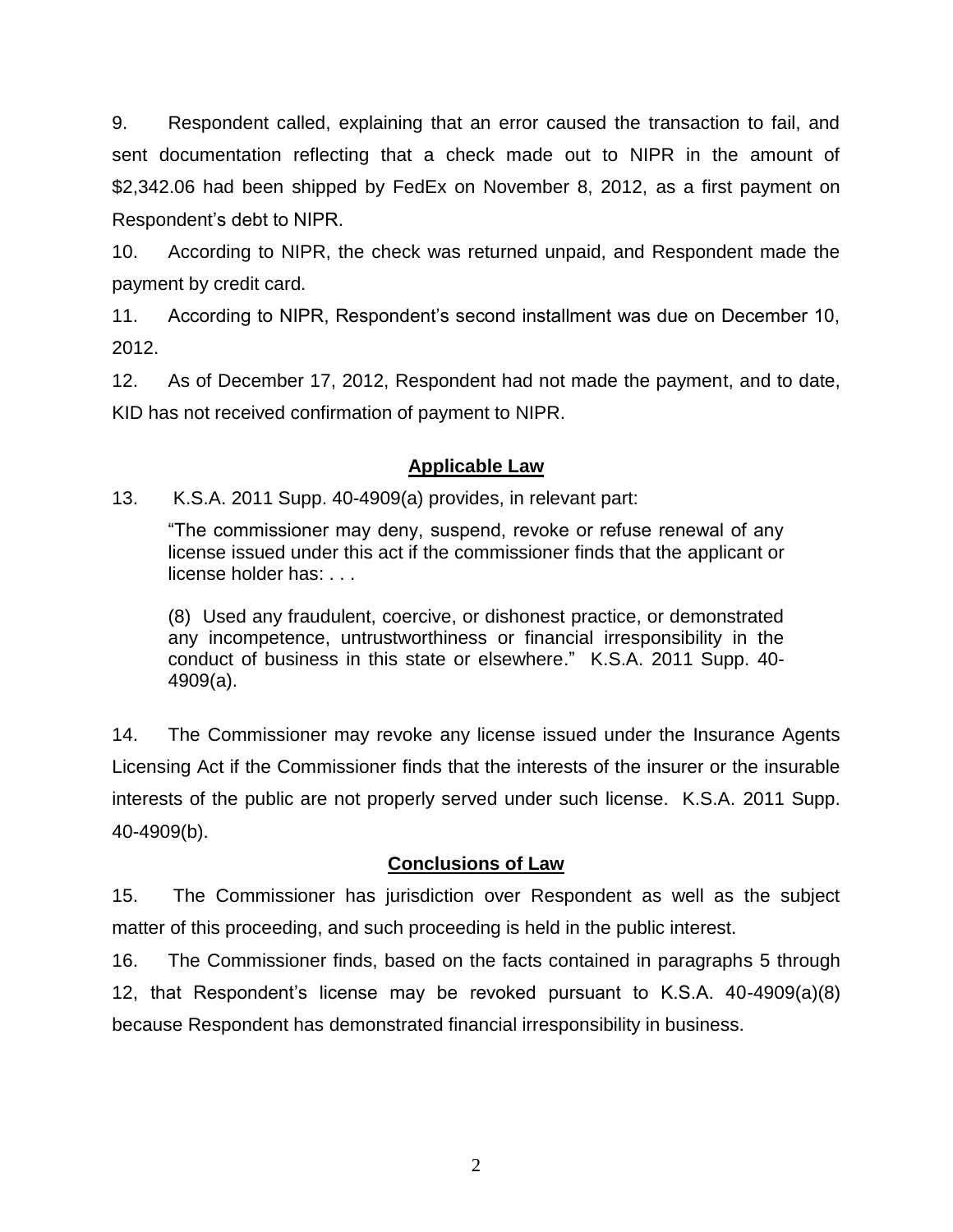9. Respondent called, explaining that an error caused the transaction to fail, and sent documentation reflecting that a check made out to NIPR in the amount of $2,342.06 had been shipped by FedEx on November 8, 2012, as a first payment on Respondent's debt to NIPR.

10. According to NIPR, the check was returned unpaid, and Respondent made the payment by credit card.

11. According to NIPR, Respondent's second installment was due on December 10, 2012.

12. As of December 17, 2012, Respondent had not made the payment, and to date, KID has not received confirmation of payment to NIPR.

## Applicable Law

13. K.S.A. 2011 Supp. 40-4909(a) provides, in relevant part:

> "The commissioner may deny, suspend, revoke or refuse renewal of any license issued under this act if the commissioner finds that the applicant or license holder has: . . .
>
> (8) Used any fraudulent, coercive, or dishonest practice, or demonstrated any incompetence, untrustworthiness or financial irresponsibility in the conduct of business in this state or elsewhere." K.S.A. 2011 Supp. 40-4909(a).

14. The Commissioner may revoke any license issued under the Insurance Agents Licensing Act if the Commissioner finds that the interests of the insurer or the insurable interests of the public are not properly served under such license. K.S.A. 2011 Supp. 40-4909(b).

## Conclusions of Law

15. The Commissioner has jurisdiction over Respondent as well as the subject matter of this proceeding, and such proceeding is held in the public interest.

16. The Commissioner finds, based on the facts contained in paragraphs 5 through 12, that Respondent's license may be revoked pursuant to K.S.A. 40-4909(a)(8) because Respondent has demonstrated financial irresponsibility in business.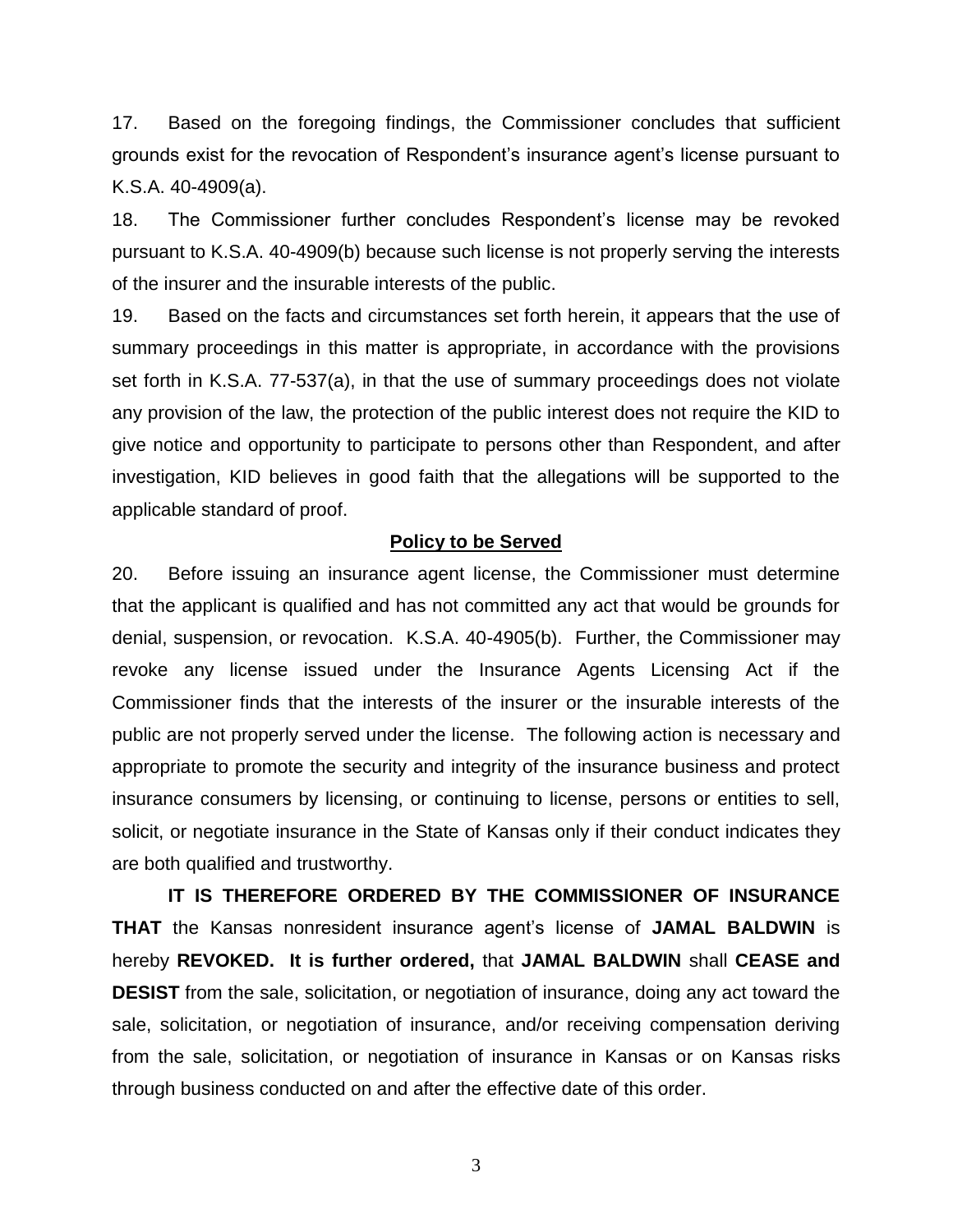17. Based on the foregoing findings, the Commissioner concludes that sufficient grounds exist for the revocation of Respondent's insurance agent's license pursuant to K.S.A. 40-4909(a).

18. The Commissioner further concludes Respondent's license may be revoked pursuant to K.S.A. 40-4909(b) because such license is not properly serving the interests of the insurer and the insurable interests of the public.

19. Based on the facts and circumstances set forth herein, it appears that the use of summary proceedings in this matter is appropriate, in accordance with the provisions set forth in K.S.A. 77-537(a), in that the use of summary proceedings does not violate any provision of the law, the protection of the public interest does not require the KID to give notice and opportunity to participate to persons other than Respondent, and after investigation, KID believes in good faith that the allegations will be supported to the applicable standard of proof.

## Policy to be Served

20. Before issuing an insurance agent license, the Commissioner must determine that the applicant is qualified and has not committed any act that would be grounds for denial, suspension, or revocation. K.S.A. 40-4905(b). Further, the Commissioner may revoke any license issued under the Insurance Agents Licensing Act if the Commissioner finds that the interests of the insurer or the insurable interests of the public are not properly served under the license. The following action is necessary and appropriate to promote the security and integrity of the insurance business and protect insurance consumers by licensing, or continuing to license, persons or entities to sell, solicit, or negotiate insurance in the State of Kansas only if their conduct indicates they are both qualified and trustworthy.

**IT IS THEREFORE ORDERED BY THE COMMISSIONER OF INSURANCE THAT** the Kansas nonresident insurance agent's license of **JAMAL BALDWIN** is hereby **REVOKED. It is further ordered,** that **JAMAL BALDWIN** shall **CEASE and DESIST** from the sale, solicitation, or negotiation of insurance, doing any act toward the sale, solicitation, or negotiation of insurance, and/or receiving compensation deriving from the sale, solicitation, or negotiation of insurance in Kansas or on Kansas risks through business conducted on and after the effective date of this order.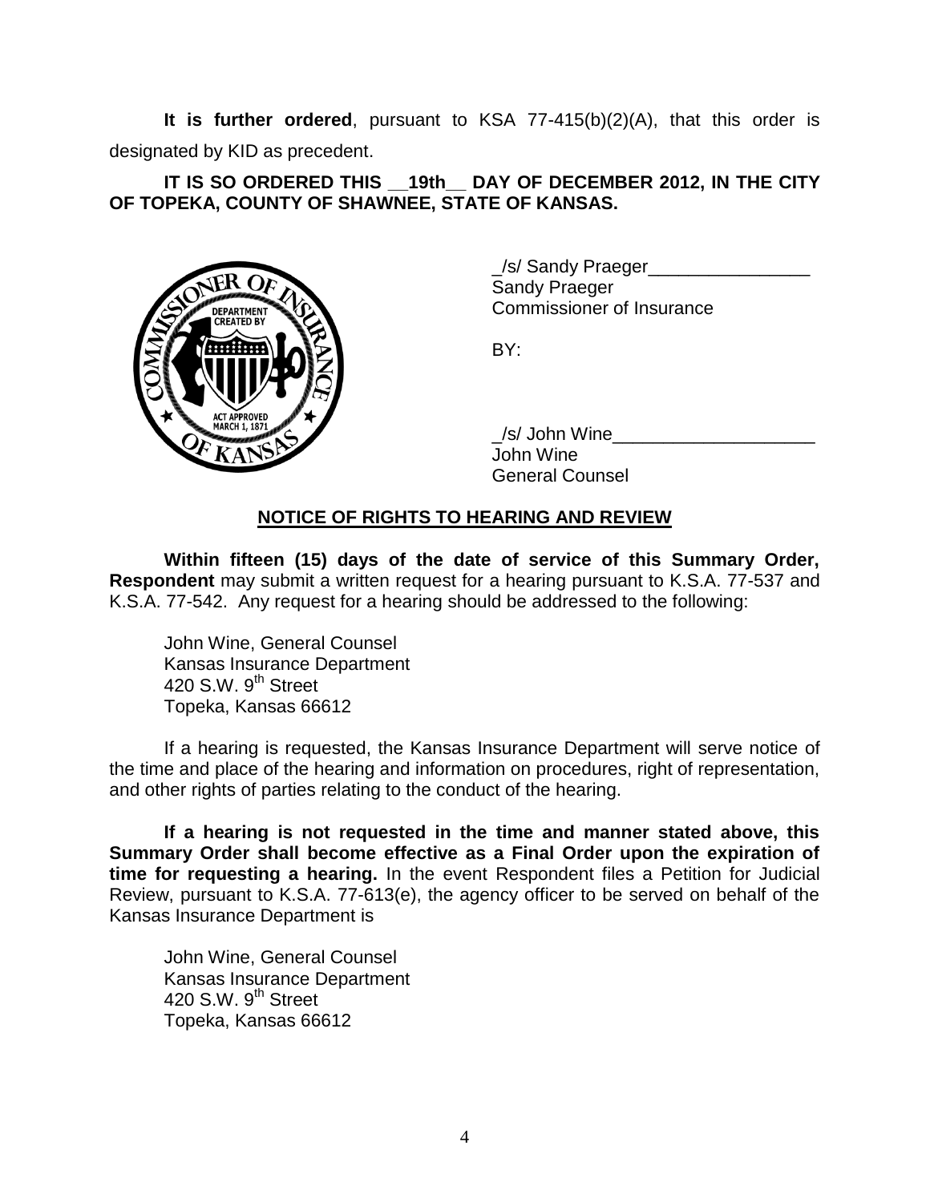**It is further ordered**, pursuant to KSA 77-415(b)(2)(A), that this order is designated by KID as precedent.

**IT IS SO ORDERED THIS __19th__ DAY OF DECEMBER 2012, IN THE CITY OF TOPEKA, COUNTY OF SHAWNEE, STATE OF KANSAS.**

_/s/ Sandy Praeger________________
Sandy Praeger
Commissioner of Insurance

BY:

_/s/ John Wine____________________
John Wine
General Counsel

## NOTICE OF RIGHTS TO HEARING AND REVIEW

**Within fifteen (15) days of the date of service of this Summary Order, Respondent** may submit a written request for a hearing pursuant to K.S.A. 77-537 and K.S.A. 77-542. Any request for a hearing should be addressed to the following:

John Wine, General Counsel
Kansas Insurance Department
420 S.W. 9th Street
Topeka, Kansas 66612

If a hearing is requested, the Kansas Insurance Department will serve notice of the time and place of the hearing and information on procedures, right of representation, and other rights of parties relating to the conduct of the hearing.

**If a hearing is not requested in the time and manner stated above, this Summary Order shall become effective as a Final Order upon the expiration of time for requesting a hearing.** In the event Respondent files a Petition for Judicial Review, pursuant to K.S.A. 77-613(e), the agency officer to be served on behalf of the Kansas Insurance Department is

John Wine, General Counsel
Kansas Insurance Department
420 S.W. 9th Street
Topeka, Kansas 66612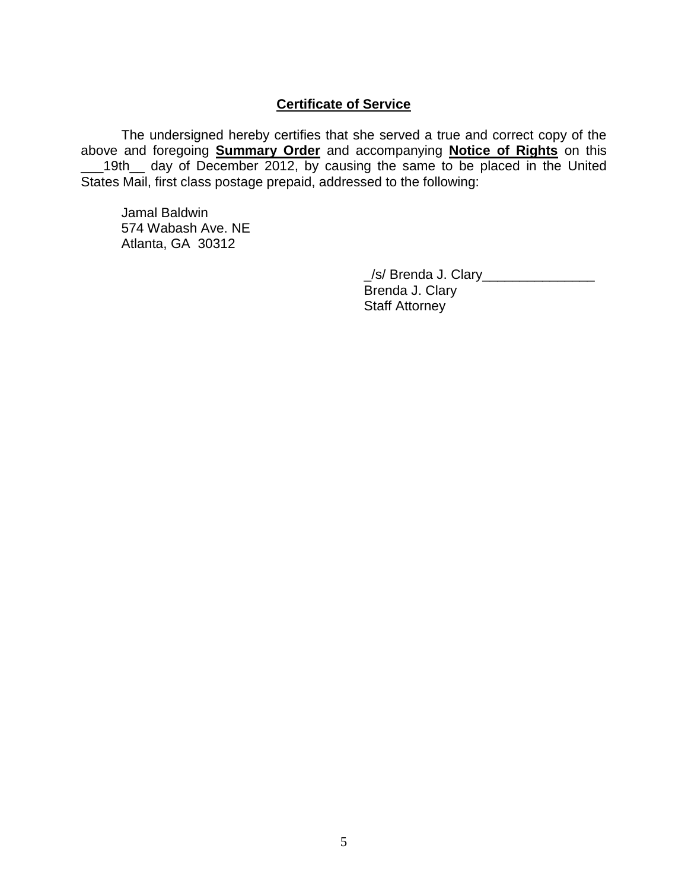**<u>Certificate of Service</u>**

The undersigned hereby certifies that she served a true and correct copy of the above and foregoing **<u>Summary Order</u>** and accompanying **<u>Notice of Rights</u>** on this ___19th__ day of December 2012, by causing the same to be placed in the United States Mail, first class postage prepaid, addressed to the following:

Jamal Baldwin
574 Wabash Ave. NE
Atlanta, GA 30312

_/s/ Brenda J. Clary_______________
Brenda J. Clary
Staff Attorney